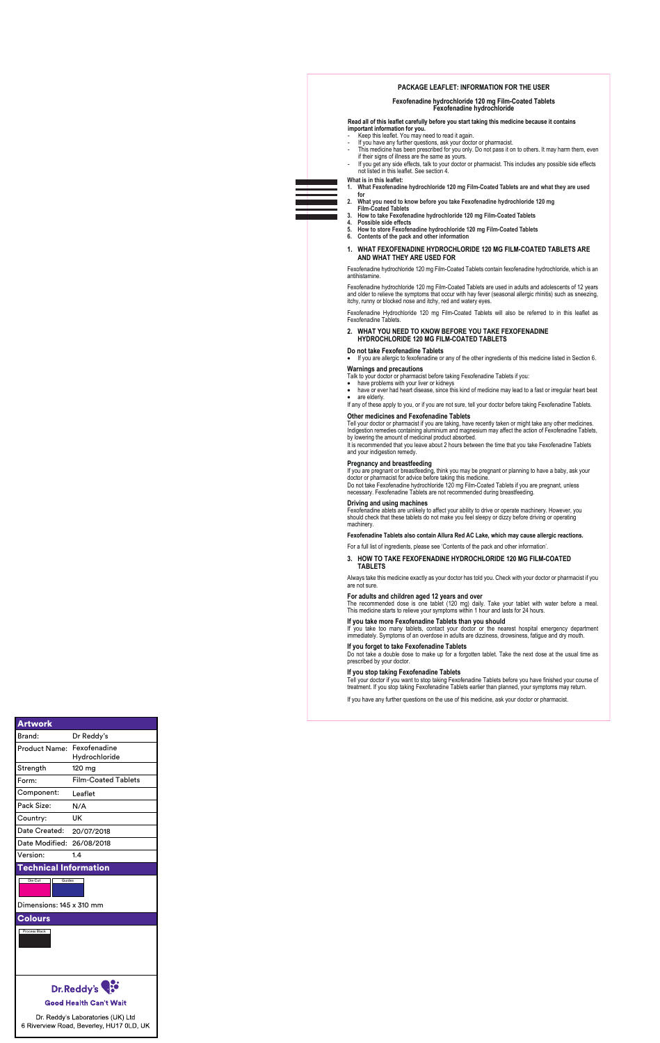# PACKAGE LEAFLET: INFORMATION FOR THE USER

## Fexofenadine hydrochloride 120 mg Film-Coated Tablets
Fexofenadine hydrochloride

**Read all of this leaflet carefully before you start taking this medicine because it contains important information for you.**
- Keep this leaflet. You may need to read it again.
- If you have any further questions, ask your doctor or pharmacist.
- This medicine has been prescribed for you only. Do not pass it on to others. It may harm them, even if their signs of illness are the same as yours.
- If you get any side effects, talk to your doctor or pharmacist. This includes any possible side effects not listed in this leaflet. See section 4.

**What is in this leaflet:**
1. **What Fexofenadine hydrochloride 120 mg Film-Coated Tablets are and what they are used for**
2. **What you need to know before you take Fexofenadine hydrochloride 120 mg Film-Coated Tablets**
3. **How to take Fexofenadine hydrochloride 120 mg Film-Coated Tablets**
4. **Possible side effects**
5. **How to store Fexofenadine hydrochloride 120 mg Film-Coated Tablets**
6. **Contents of the pack and other information**

## 1. WHAT FEXOFENADINE HYDROCHLORIDE 120 MG FILM-COATED TABLETS ARE AND WHAT THEY ARE USED FOR

Fexofenadine hydrochloride 120 mg Film-Coated Tablets contain fexofenadine hydrochloride, which is an antihistamine.

Fexofenadine hydrochloride 120 mg Film-Coated Tablets are used in adults and adolescents of 12 years and older to relieve the symptoms that occur with hay fever (seasonal allergic rhinitis) such as sneezing, itchy, runny or blocked nose and itchy, red and watery eyes.

Fexofenadine Hydrochloride 120 mg Film-Coated Tablets will also be referred to in this leaflet as Fexofenadine Tablets.

## 2. WHAT YOU NEED TO KNOW BEFORE YOU TAKE FEXOFENADINE HYDROCHLORIDE 120 MG FILM-COATED TABLETS

### Do not take Fexofenadine Tablets
- If you are allergic to fexofenadine or any of the other ingredients of this medicine listed in Section 6.

### Warnings and precautions
Talk to your doctor or pharmacist before taking Fexofenadine Tablets if you:
- have problems with your liver or kidneys
- have or ever had heart disease, since this kind of medicine may lead to a fast or irregular heart beat
- are elderly.

If any of these apply to you, or if you are not sure, tell your doctor before taking Fexofenadine Tablets.

### Other medicines and Fexofenadine Tablets
Tell your doctor or pharmacist if you are taking, have recently taken or might take any other medicines. Indigestion remedies containing aluminium and magnesium may affect the action of Fexofenadine Tablets, by lowering the amount of medicinal product absorbed.
It is recommended that you leave about 2 hours between the time that you take Fexofenadine Tablets and your indigestion remedy.

### Pregnancy and breastfeeding
If you are pregnant or breastfeeding, think you may be pregnant or planning to have a baby, ask your doctor or pharmacist for advice before taking this medicine.
Do not take Fexofenadine hydrochloride 120 mg Film-Coated Tablets if you are pregnant, unless necessary. Fexofenadine Tablets are not recommended during breastfeeding.

### Driving and using machines
Fexofenadine ablets are unlikely to affect your ability to drive or operate machinery. However, you should check that these tablets do not make you feel sleepy or dizzy before driving or operating machinery.

**Fexofenadine Tablets also contain Allura Red AC Lake, which may cause allergic reactions.**

For a full list of ingredients, please see 'Contents of the pack and other information'.

## 3. HOW TO TAKE FEXOFENADINE HYDROCHLORIDE 120 MG FILM-COATED TABLETS

Always take this medicine exactly as your doctor has told you. Check with your doctor or pharmacist if you are not sure.

### For adults and children aged 12 years and over
The recommended dose is one tablet (120 mg) daily. Take your tablet with water before a meal. This medicine starts to relieve your symptoms within 1 hour and lasts for 24 hours.

### If you take more Fexofenadine Tablets than you should
If you take too many tablets, contact your doctor or the nearest hospital emergency department immediately. Symptoms of an overdose in adults are dizziness, drowsiness, fatigue and dry mouth.

### If you forget to take Fexofenadine Tablets
Do not take a double dose to make up for a forgotten tablet. Take the next dose at the usual time as prescribed by your doctor.

### If you stop taking Fexofenadine Tablets
Tell your doctor if you want to stop taking Fexofenadine Tablets before you have finished your course of treatment. If you stop taking Fexofenadine Tablets earlier than planned, your symptoms may return.

If you have any further questions on the use of this medicine, ask your doctor or pharmacist.

| Artwork | |
|---|---|
| Brand: | Dr Reddy's |
| Product Name: | Fexofenadine Hydrochloride |
| Strength | 120 mg |
| Form: | Film-Coated Tablets |
| Component: | Leaflet |
| Pack Size: | N/A |
| Country: | UK |
| Date Created: | 20/07/2018 |
| Date Modified: | 26/08/2018 |
| Version: | 1.4 |

**Technical Information**

Die Cut | Guides

Dimensions: 145 x 310 mm

**Colours**

Process Black

Dr.Reddy's

Good Health Can't Wait

Dr. Reddy's Laboratories (UK) Ltd
6 Riverview Road, Beverley, HU17 0LD, UK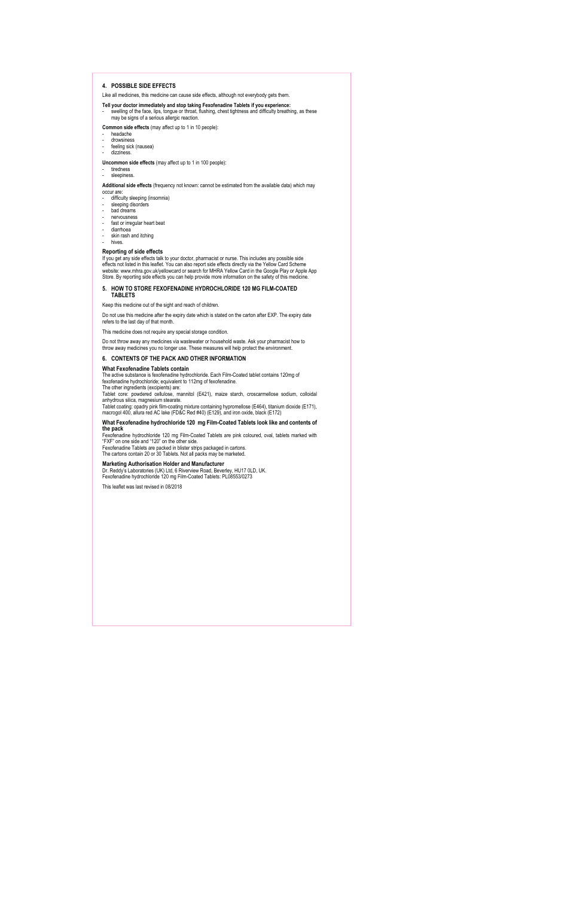## 4. POSSIBLE SIDE EFFECTS

Like all medicines, this medicine can cause side effects, although not everybody gets them.

**Tell your doctor immediately and stop taking Fexofenadine Tablets if you experience:**

- swelling of the face, lips, tongue or throat, flushing, chest tightness and difficulty breathing, as these may be signs of a serious allergic reaction.

**Common side effects** (may affect up to 1 in 10 people):

- headache
- drowsiness
- feeling sick (nausea)
- dizziness.

**Uncommon side effects** (may affect up to 1 in 100 people):

- tiredness
- sleepiness.

**Additional side effects** (frequency not known: cannot be estimated from the available data) which may occur are:

- difficulty sleeping (insomnia)
- sleeping disorders
- bad dreams
- nervousness
- fast or irregular heart beat
- diarrhoea
- skin rash and itching
- hives.

### Reporting of side effects

If you get any side effects talk to your doctor, pharmacist or nurse. This includes any possible side effects not listed in this leaflet. You can also report side effects directly via the Yellow Card Scheme website: www.mhra.gov.uk/yellowcard or search for MHRA Yellow Card in the Google Play or Apple App Store. By reporting side effects you can help provide more information on the safety of this medicine.

## 5. HOW TO STORE FEXOFENADINE HYDROCHLORIDE 120 MG FILM-COATED TABLETS

Keep this medicine out of the sight and reach of children.

Do not use this medicine after the expiry date which is stated on the carton after EXP. The expiry date refers to the last day of that month.

This medicine does not require any special storage condition.

Do not throw away any medicines via wastewater or household waste. Ask your pharmacist how to throw away medicines you no longer use. These measures will help protect the environment.

## 6. CONTENTS OF THE PACK AND OTHER INFORMATION

### What Fexofenadine Tablets contain

The active substance is fexofenadine hydrochloride. Each Film-Coated tablet contains 120mg of fexofenadine hydrochloride; equivalent to 112mg of fexofenadine.

The other ingredients (excipients) are:

Tablet core: powdered cellulose, mannitol (E421), maize starch, croscarmellose sodium, colloidal anhydrous silica, magnesium stearate.

Tablet coating: opadry pink film-coating mixture containing hypromellose (E464), titanium dioxide (E171), macrogol 400, allura red AC lake (FD&C Red #40) (E129), and iron oxide, black (E172)

### What Fexofenadine hydrochloride 120 mg Film-Coated Tablets look like and contents of the pack

Fexofenadine hydrochloride 120 mg Film-Coated Tablets are pink coloured, oval, tablets marked with "FXF" on one side and "120" on the other side.

Fexofenadine Tablets are packed in blister strips packaged in cartons.

The cartons contain 20 or 30 Tablets. Not all packs may be marketed.

### Marketing Authorisation Holder and Manufacturer

Dr. Reddy's Laboratories (UK) Ltd, 6 Riverview Road, Beverley, HU17 0LD, UK.

Fexofenadine hydrochloride 120 mg Film-Coated Tablets: PL08553/0273

This leaflet was last revised in 08/2018